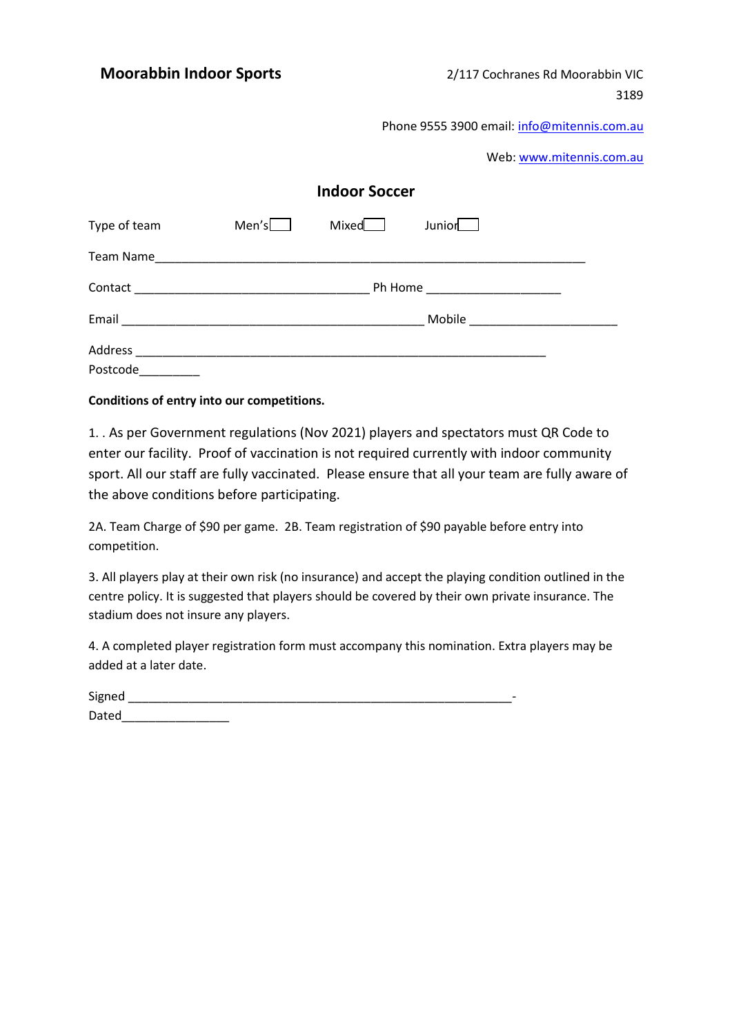**Moorabbin Indoor Sports**

2/117 Cochranes Rd Moorabbin VIC 3189

Phone 9555 3900 email: info@mitennis.com.au

Web: www.mitennis.com.au

## Indoor Soccer

Type of team Men's ☐ Mixed ☐ Junior ☐

Team Name_________________________________________________________________

Contact ___________________________________ Ph Home ____________________

Email _____________________________________________ Mobile ______________________

Address _____________________________________________________________

Postcode_________

**Conditions of entry into our competitions.**

1. . As per Government regulations (Nov 2021) players and spectators must QR Code to enter our facility. Proof of vaccination is not required currently with indoor community sport. All our staff are fully vaccinated. Please ensure that all your team are fully aware of the above conditions before participating.

2A. Team Charge of $90 per game. 2B. Team registration of $90 payable before entry into competition.

3. All players play at their own risk (no insurance) and accept the playing condition outlined in the centre policy. It is suggested that players should be covered by their own private insurance. The stadium does not insure any players.

4. A completed player registration form must accompany this nomination. Extra players may be added at a later date.

Signed __________________________________________________________-

Dated________________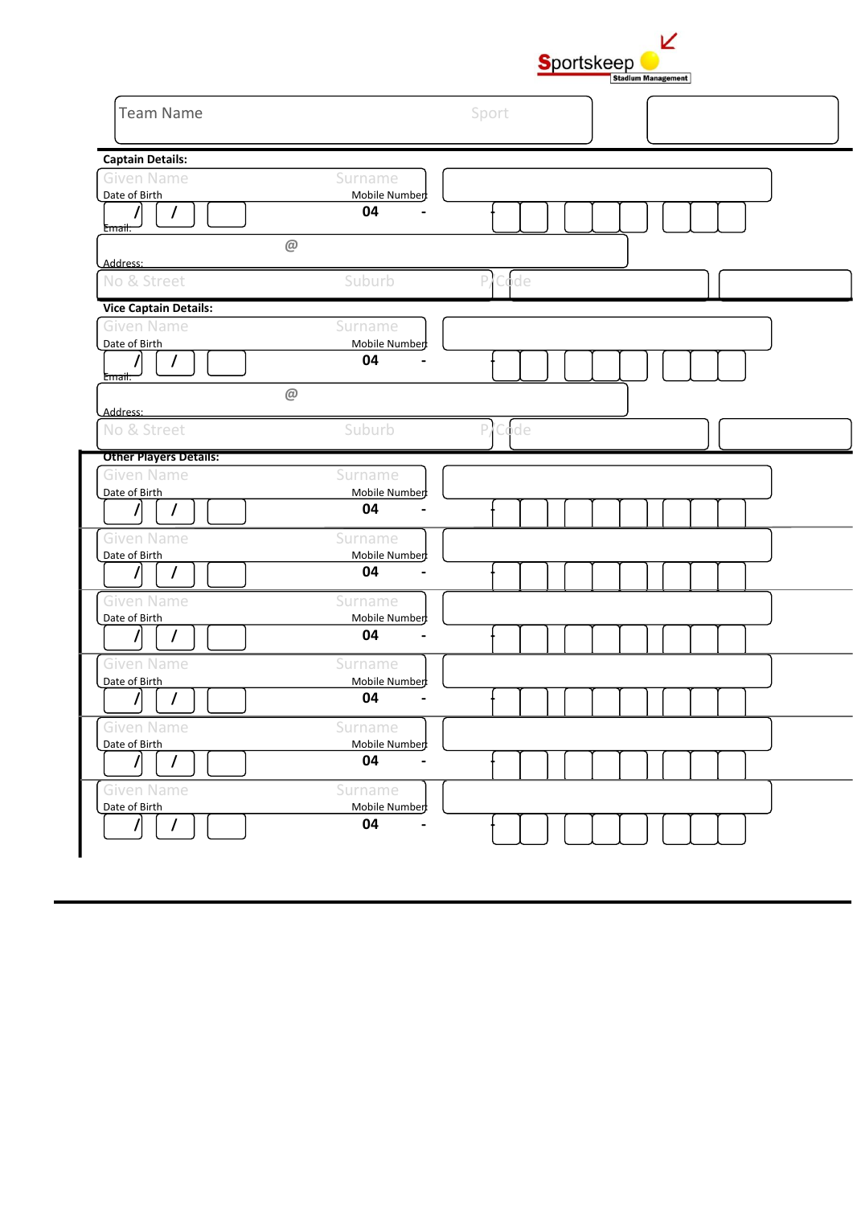**Sportskeep** Stadium Management

Team Name | Sport

**Captain Details:**

Given Name | Surname

Date of Birth: / / | Mobile Number: 04 -

Email: @

Address: No & Street | Suburb | P/Code

**Vice Captain Details:**

Given Name | Surname

Date of Birth: / / | Mobile Number: 04 -

Email: @

Address: No & Street | Suburb | P/Code

**Other Players Details:**

Given Name | Surname

Date of Birth: / / | Mobile Number: 04 -

Given Name | Surname

Date of Birth: / / | Mobile Number: 04 -

Given Name | Surname

Date of Birth: / / | Mobile Number: 04 -

Given Name | Surname

Date of Birth: / / | Mobile Number: 04 -

Given Name | Surname

Date of Birth: / / | Mobile Number: 04 -

Given Name | Surname

Date of Birth: / / | Mobile Number: 04 -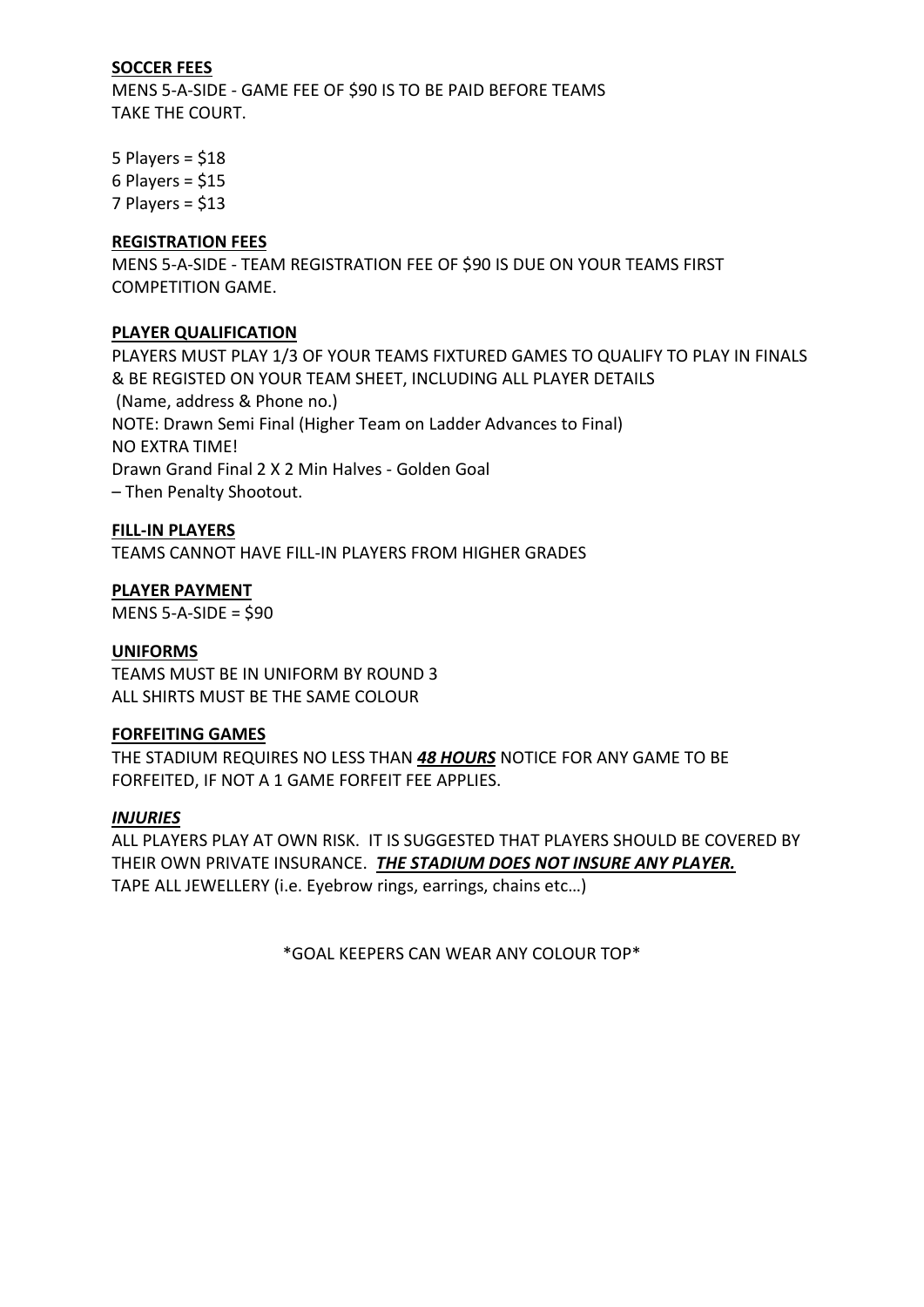**SOCCER FEES**

MENS 5-A-SIDE - GAME FEE OF $90 IS TO BE PAID BEFORE TEAMS TAKE THE COURT.

5 Players = $18
6 Players = $15
7 Players = $13

**REGISTRATION FEES**

MENS 5-A-SIDE - TEAM REGISTRATION FEE OF $90 IS DUE ON YOUR TEAMS FIRST COMPETITION GAME.

**PLAYER QUALIFICATION**

PLAYERS MUST PLAY 1/3 OF YOUR TEAMS FIXTURED GAMES TO QUALIFY TO PLAY IN FINALS & BE REGISTED ON YOUR TEAM SHEET, INCLUDING ALL PLAYER DETAILS
(Name, address & Phone no.)
NOTE: Drawn Semi Final (Higher Team on Ladder Advances to Final)
NO EXTRA TIME!
Drawn Grand Final 2 X 2 Min Halves - Golden Goal
– Then Penalty Shootout.

**FILL-IN PLAYERS**

TEAMS CANNOT HAVE FILL-IN PLAYERS FROM HIGHER GRADES

**PLAYER PAYMENT**

MENS 5-A-SIDE = $90

**UNIFORMS**

TEAMS MUST BE IN UNIFORM BY ROUND 3
ALL SHIRTS MUST BE THE SAME COLOUR

**FORFEITING GAMES**

THE STADIUM REQUIRES NO LESS THAN ***48 HOURS*** NOTICE FOR ANY GAME TO BE FORFEITED, IF NOT A 1 GAME FORFEIT FEE APPLIES.

***INJURIES***

ALL PLAYERS PLAY AT OWN RISK. IT IS SUGGESTED THAT PLAYERS SHOULD BE COVERED BY THEIR OWN PRIVATE INSURANCE. ***THE STADIUM DOES NOT INSURE ANY PLAYER.***
TAPE ALL JEWELLERY (i.e. Eyebrow rings, earrings, chains etc…)

*GOAL KEEPERS CAN WEAR ANY COLOUR TOP*